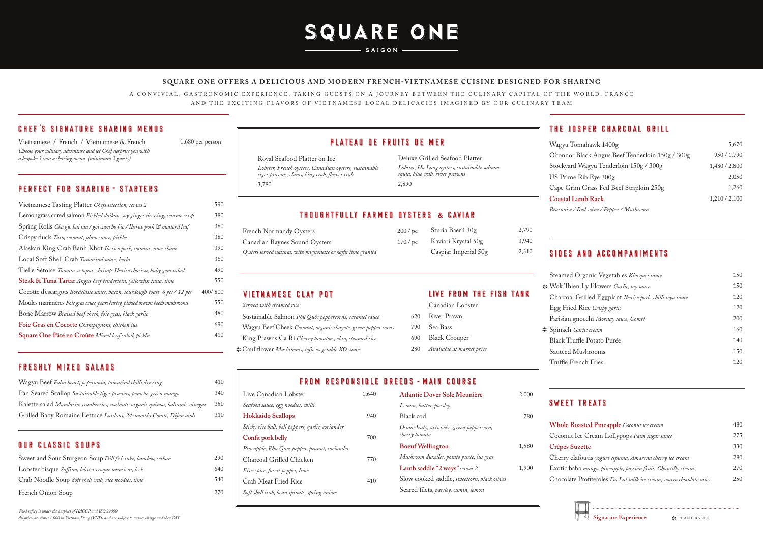# SQUARE ONE

SAIGON

**SQUARE ONE OFFERS A DELICIOUS AND MODERN FRENCH-VIETNAMESE CUISINE DESIGNED FOR SHARING**

A CONVIVIAL, GASTRONOMIC EXPERIENCE, TAKING GUESTS ON A JOURNEY BETWEEN THE CULINARY CAPITAL OF THE WORLD, FRANCE AND THE EXCITING FLAVORS OF VIETNAMESE LOCAL DELICACIES IMAGINED BY OUR CULINARY TEAM

## CHEF'S SIGNATURE SHARING MENUS

Vietnamese / French / Vietnamese & French — 1,680 per person

*Choose your culinary adventure and let Chef surprise you with a bespoke 3 course sharing menu (minimum 2 guests)*

## PERFECT FOR SHARING - STARTERS

| Item | Price |
|---|---|
| Vietnamese Tasting Platter *Chefs selection, serves 2* | 590 |
| Lemongrass cured salmon *Pickled daikon, soy ginger dressing, sesame crisp* | 380 |
| Spring Rolls *Cha gio hai san / goi cuon bo bia / Iberico pork & mustard leaf* | 380 |
| Crispy duck *Taro, coconut, plum sauce, pickles* | 380 |
| Alaskan King Crab Banh Khot *Iberico pork, coconut, nuoc cham* | 390 |
| Local Soft Shell Crab *Tamarind sauce, herbs* | 360 |
| Tielle Sétoise *Tomato, octopus, shrimp, Iberico chorizo, baby gem salad* | 490 |
| **Steak & Tuna Tartar** *Angus beef tenderloin, yellowfin tuna, lime* | 550 |
| Cocotte d'escargots *Bordelaise sauce, bacon, sourdough toast 6 pcs / 12 pcs* | 400/ 800 |
| Moules marinières *Foie gras sauce, pearl barley, pickled brown beech mushrooms* | 550 |
| Bone Marrow *Braised beef cheek, foie gras, black garlic* | 480 |
| **Foie Gras en Cocotte** *Champignons, chicken jus* | 690 |
| **Square One Pâté en Croûte** *Mixed leaf salad, pickles* | 410 |

## FRESHLY MIXED SALADS

| Item | Price |
|---|---|
| Wagyu Beef *Palm heart, peperomia, tamarind chilli dressing* | 410 |
| Pan Seared Scallop *Sustainable tiger prawns, pomelo, green mango* | 340 |
| Kalette salad *Mandarin, cranberries, walnuts, organic quinoa, balsamic vinegar* | 350 |
| Grilled Baby Romaine Lettuce *Lardons, 24-months Comté, Dijon aioli* | 310 |

## OUR CLASSIC SOUPS

| Item | Price |
|---|---|
| Sweet and Sour Sturgeon Soup *Dill fish cake, bamboo, sesban* | 290 |
| Lobster bisque *Saffron, lobster croque monsieur, leek* | 640 |
| Crab Noodle Soup *Soft shell crab, rice noodles, lime* | 540 |
| French Onion Soup | 270 |

*Food safety is under the auspices of HACCP and ISO 22000*
*All prices are times 1,000 in Vietnam Dong (VND) and are subject to service charge and then VAT*

## PLATEAU DE FRUITS DE MER

Royal Seafood Platter on Ice
*Lobster, French oysters, Canadian oysters, sustainable tiger prawns, clams, king crab, flower crab*
3,780

Deluxe Grilled Seafood Platter
*Lobster, Ha Long oysters, sustainable salmon squid, blue crab, river prawns*
2,890

## THOUGHTFULLY FARMED OYSTERS & CAVIAR

| Item | Price |
|---|---|
| French Normandy Oysters | 200 / pc |
| Canadian Baynes Sound Oysters | 170 / pc |

*Oysters served natural, with mignonette or kaffir lime granita*

| Item | Price |
|---|---|
| Sturia Baerii 30g | 2,790 |
| Kaviari Krystal 50g | 3,940 |
| Caspiar Imperial 50g | 2,310 |

## VIETNAMESE CLAY POT

*Served with steamed rice*

| Item | Price |
|---|---|
| Sustainable Salmon *Phú Quốc peppercorns, caramel sauce* | 620 |
| Wagyu Beef Cheek *Coconut, organic chayote, green pepper corns* | 790 |
| King Prawns Ca Ri *Cherry tomatoes, okra, steamed rice* | 690 |
| ✲ Cauliflower *Mushrooms, tofu, vegetable XO sauce* | 280 |

## LIVE FROM THE FISH TANK

- Canadian Lobster
- River Prawn
- Sea Bass
- Black Grouper

*Available at market price*

## FROM RESPONSIBLE BREEDS - MAIN COURSE

| Item | Price |
|---|---|
| Live Canadian Lobster *Seafood sauce, egg noodles, chilli* | 1,640 |
| **Hokkaido Scallops** *Sticky rice ball, bell peppers, garlic, coriander* | 940 |
| **Confit pork belly** *Pineapple, Phu Quoc pepper, peanut, coriander* | 700 |
| Charcoal Grilled Chicken *Five spice, forest pepper, lime* | 770 |
| Crab Meat Fried Rice *Soft shell crab, bean sprouts, spring onions* | 410 |
| **Atlantic Dover Sole Meunière** *Lemon, butter, parsley* | 2,000 |
| Black cod *Ossau-Iraty, artichoke, green peppercorn, cherry tomato* | 780 |
| **Boeuf Wellington** *Mushroom duxelles, potato purée, jus gras* | 1,580 |
| **Lamb saddle "2 ways"** *serves 2* — Slow cooked saddle, *sweetcorn, black olives*; Seared filets, *parsley, cumin, lemon* | 1,900 |

## THE JOSPER CHARCOAL GRILL

| Item | Price |
|---|---|
| Wagyu Tomahawk 1400g | 5,670 |
| O'connor Black Angus Beef Tenderloin 150g / 300g | 950 / 1,790 |
| Stockyard Wagyu Tenderloin 150g / 300g | 1,480 / 2,800 |
| US Prime Rib Eye 300g | 2,050 |
| Cape Grim Grass Fed Beef Striploin 250g | 1,260 |
| **Coastal Lamb Rack** | 1,210 / 2,100 |

*Béarnaise / Red wine / Pepper / Mushroom*

## SIDES AND ACCOMPANIMENTS

| Item | Price |
|---|---|
| Steamed Organic Vegetables *Kho quet sauce* | 150 |
| ✲ Wok Thien Ly Flowers *Garlic, soy sauce* | 150 |
| Charcoal Grilled Eggplant *Iberico pork, chilli soya sauce* | 120 |
| Egg Fried Rice *Crispy garlic* | 120 |
| Parisian gnocchi *Mornay sauce, Comté* | 200 |
| ✲ Spinach *Garlic cream* | 160 |
| Black Truffle Potato Purée | 140 |
| Sautéed Mushrooms | 150 |
| Truffle French Fries | 120 |

## SWEET TREATS

| Item | Price |
|---|---|
| **Whole Roasted Pineapple** *Coconut ice cream* | 480 |
| Coconut Ice Cream Lollypops *Palm sugar sauce* | 275 |
| **Crêpes Suzette** | 330 |
| Cherry clafoutis *yogurt espuma, Amarena cherry ice cream* | 280 |
| Exotic baba *mango, pineapple, passion fruit, Chantilly cream* | 270 |
| Chocolate Profiteroles *Da Lat milk ice cream, warm chocolate sauce* | 250 |

**Signature Experience** ✲ PLANT BASED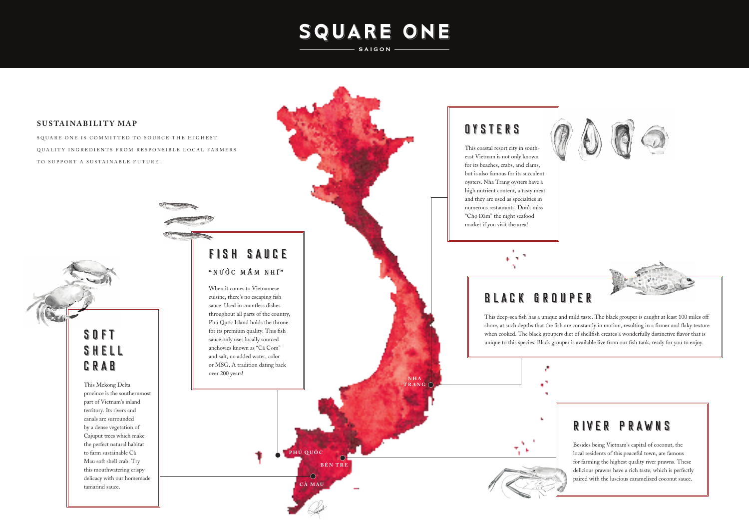# SQUARE ONE

SAIGON

## SUSTAINABILITY MAP

SQUARE ONE IS COMMITTED TO SOURCE THE HIGHEST QUALITY INGREDIENTS FROM RESPONSIBLE LOCAL FARMERS TO SUPPORT A SUSTAINABLE FUTURE.

## FISH SAUCE

### "NƯỚC MẮM NHĨ"

When it comes to Vietnamese cuisine, there's no escaping fish sauce. Used in countless dishes throughout all parts of the country, Phú Quốc Island holds the throne for its premium quality. This fish sauce only uses locally sourced anchovies known as "Cá Cơm" and salt, no added water, color or MSG. A tradition dating back over 200 years!

## SOFT SHELL CRAB

This Mekong Delta province is the southernmost part of Vietnam's inland territory. Its rivers and canals are surrounded by a dense vegetation of Cajuput trees which make the perfect natural habitat to farm sustainable Cà Mau soft shell crab. Try this mouthwatering crispy delicacy with our homemade tamarind sauce.

## OYSTERS

This coastal resort city in south-east Vietnam is not only known for its beaches, crabs, and clams, but is also famous for its succulent oysters. Nha Trang oysters have a high nutrient content, a tasty meat and they are used as specialties in numerous restaurants. Don't miss "Chợ Đầm" the night seafood market if you visit the area!

## BLACK GROUPER

This deep-sea fish has a unique and mild taste. The black grouper is caught at least 100 miles off shore, at such depths that the fish are constantly in motion, resulting in a firmer and flaky texture when cooked. The black groupers diet of shellfish creates a wonderfully distinctive flavor that is unique to this species. Black grouper is available live from our fish tank, ready for you to enjoy.

## RIVER PRAWNS

Besides being Vietnam's capital of coconut, the local residents of this peaceful town, are famous for farming the highest quality river prawns. These delicious prawns have a rich taste, which is perfectly paired with the luscious caramelized coconut sauce.

NHA TRANG

PHÚ QUỐC

BẾN TRE

CÀ MAU